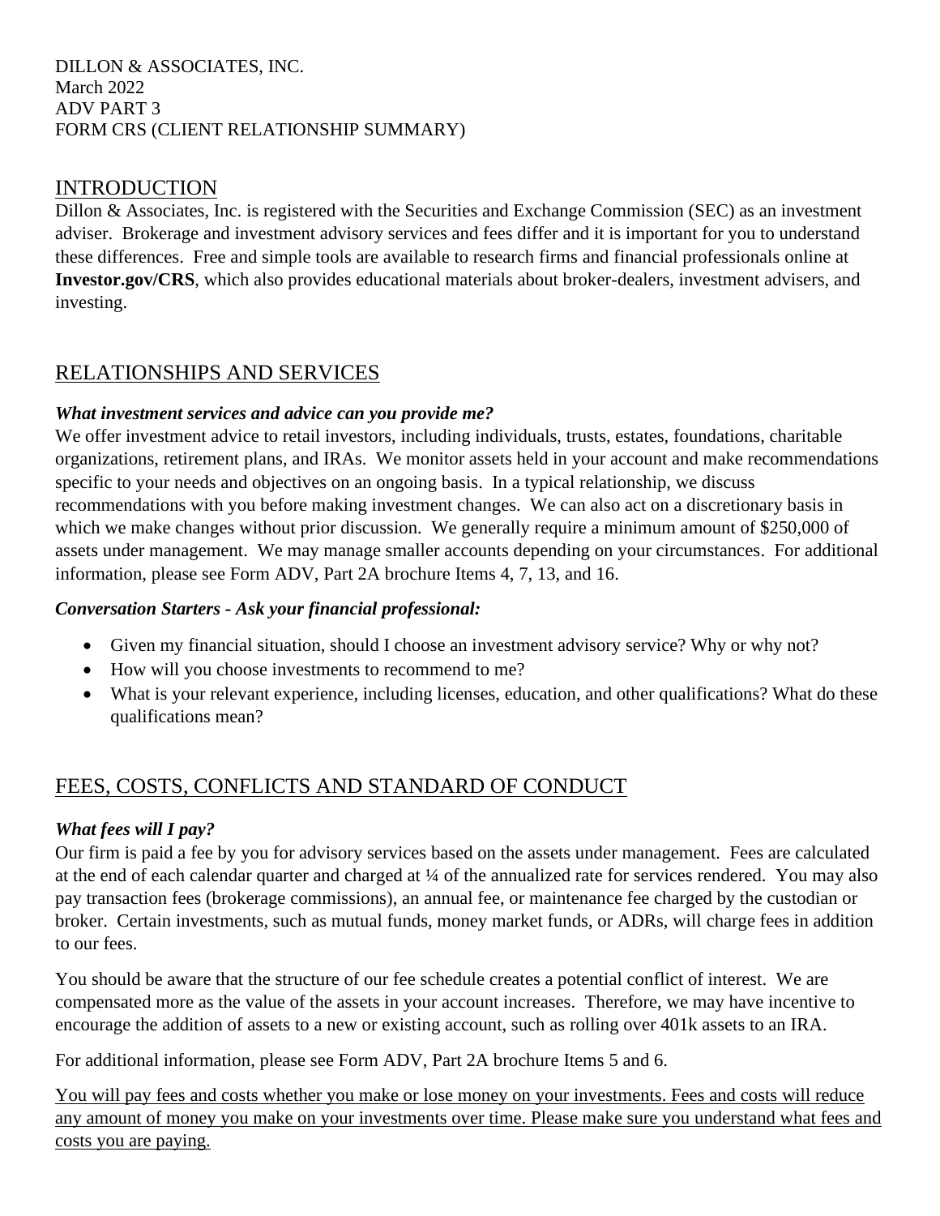DILLON & ASSOCIATES, INC.
March 2022
ADV PART 3
FORM CRS (CLIENT RELATIONSHIP SUMMARY)

## INTRODUCTION

Dillon & Associates, Inc. is registered with the Securities and Exchange Commission (SEC) as an investment adviser. Brokerage and investment advisory services and fees differ and it is important for you to understand these differences. Free and simple tools are available to research firms and financial professionals online at **Investor.gov/CRS**, which also provides educational materials about broker-dealers, investment advisers, and investing.

## RELATIONSHIPS AND SERVICES

***What investment services and advice can you provide me?***

We offer investment advice to retail investors, including individuals, trusts, estates, foundations, charitable organizations, retirement plans, and IRAs. We monitor assets held in your account and make recommendations specific to your needs and objectives on an ongoing basis. In a typical relationship, we discuss recommendations with you before making investment changes. We can also act on a discretionary basis in which we make changes without prior discussion. We generally require a minimum amount of $250,000 of assets under management. We may manage smaller accounts depending on your circumstances. For additional information, please see Form ADV, Part 2A brochure Items 4, 7, 13, and 16.

***Conversation Starters - Ask your financial professional:***

- Given my financial situation, should I choose an investment advisory service? Why or why not?
- How will you choose investments to recommend to me?
- What is your relevant experience, including licenses, education, and other qualifications? What do these qualifications mean?

## FEES, COSTS, CONFLICTS AND STANDARD OF CONDUCT

***What fees will I pay?***

Our firm is paid a fee by you for advisory services based on the assets under management. Fees are calculated at the end of each calendar quarter and charged at ¼ of the annualized rate for services rendered. You may also pay transaction fees (brokerage commissions), an annual fee, or maintenance fee charged by the custodian or broker. Certain investments, such as mutual funds, money market funds, or ADRs, will charge fees in addition to our fees.

You should be aware that the structure of our fee schedule creates a potential conflict of interest. We are compensated more as the value of the assets in your account increases. Therefore, we may have incentive to encourage the addition of assets to a new or existing account, such as rolling over 401k assets to an IRA.

For additional information, please see Form ADV, Part 2A brochure Items 5 and 6.

<u>You will pay fees and costs whether you make or lose money on your investments. Fees and costs will reduce any amount of money you make on your investments over time. Please make sure you understand what fees and costs you are paying.</u>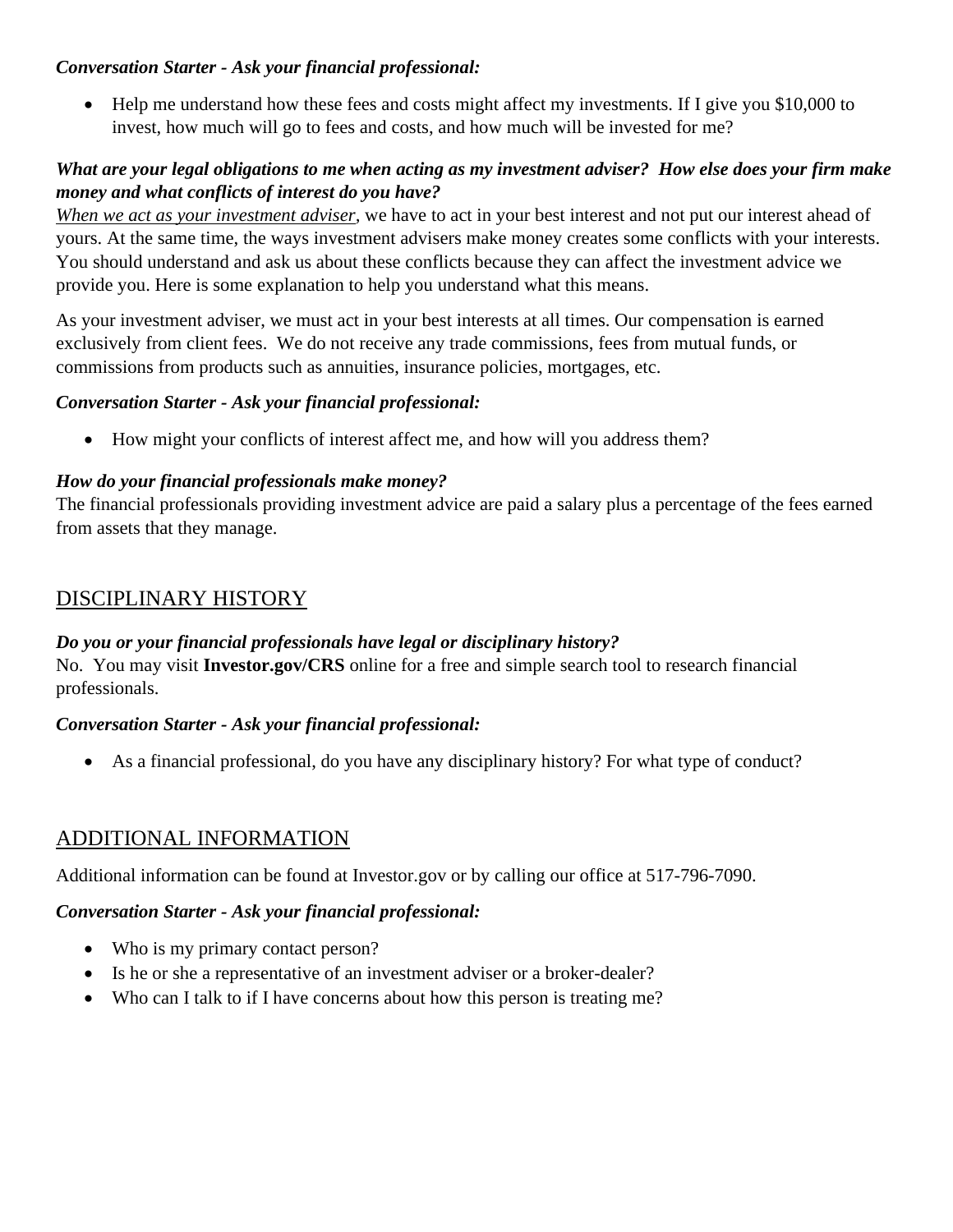***Conversation Starter - Ask your financial professional:***

- Help me understand how these fees and costs might affect my investments. If I give you $10,000 to invest, how much will go to fees and costs, and how much will be invested for me?

***What are your legal obligations to me when acting as my investment adviser? How else does your firm make money and what conflicts of interest do you have?***

*When we act as your investment adviser*, we have to act in your best interest and not put our interest ahead of yours. At the same time, the ways investment advisers make money creates some conflicts with your interests. You should understand and ask us about these conflicts because they can affect the investment advice we provide you. Here is some explanation to help you understand what this means.

As your investment adviser, we must act in your best interests at all times. Our compensation is earned exclusively from client fees. We do not receive any trade commissions, fees from mutual funds, or commissions from products such as annuities, insurance policies, mortgages, etc.

***Conversation Starter - Ask your financial professional:***

- How might your conflicts of interest affect me, and how will you address them?

***How do your financial professionals make money?***

The financial professionals providing investment advice are paid a salary plus a percentage of the fees earned from assets that they manage.

## DISCIPLINARY HISTORY

***Do you or your financial professionals have legal or disciplinary history?***

No. You may visit **Investor.gov/CRS** online for a free and simple search tool to research financial professionals.

***Conversation Starter - Ask your financial professional:***

- As a financial professional, do you have any disciplinary history? For what type of conduct?

## ADDITIONAL INFORMATION

Additional information can be found at Investor.gov or by calling our office at 517-796-7090.

***Conversation Starter - Ask your financial professional:***

- Who is my primary contact person?
- Is he or she a representative of an investment adviser or a broker-dealer?
- Who can I talk to if I have concerns about how this person is treating me?